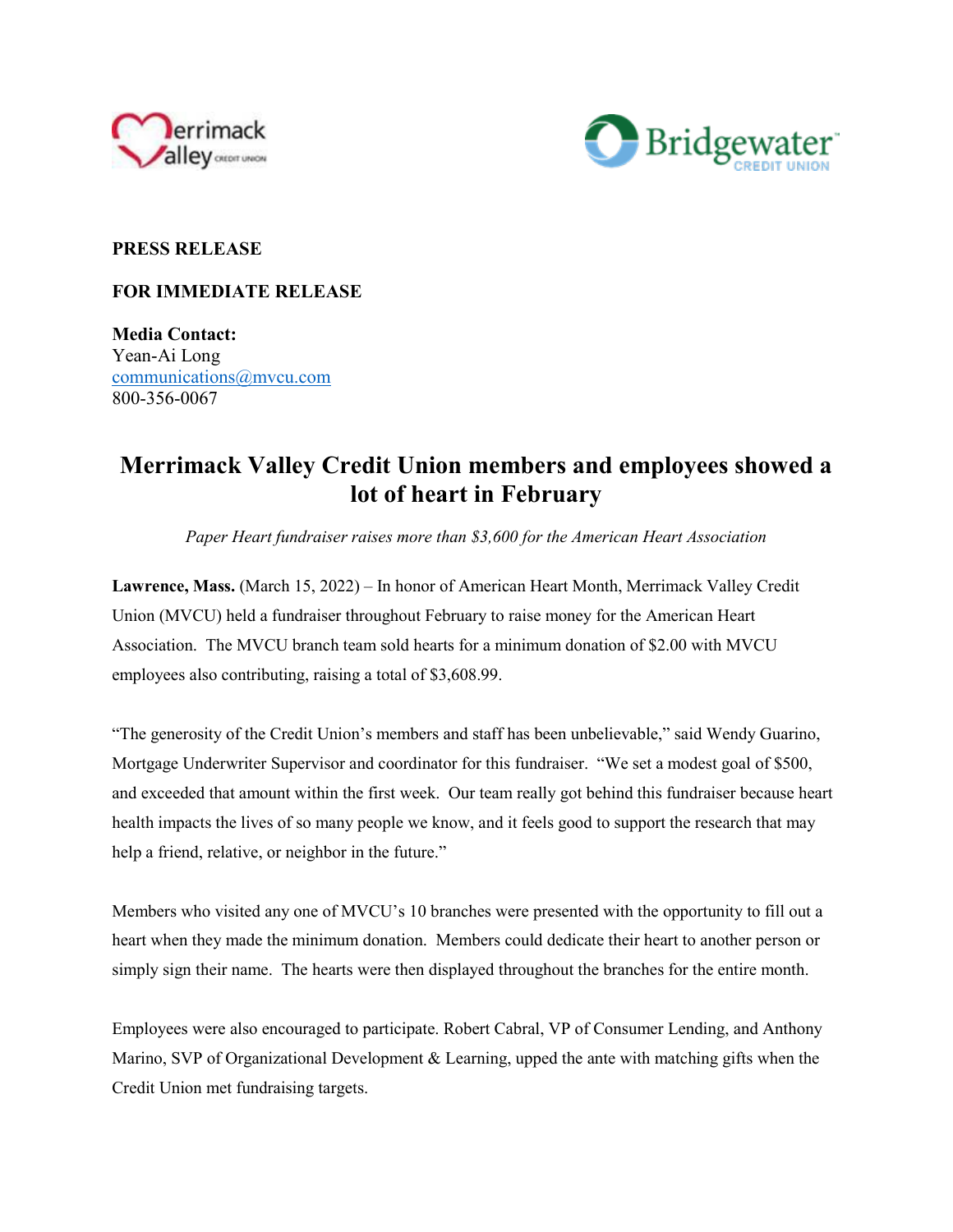**PRESS RELEASE**

**FOR IMMEDIATE RELEASE**

**Media Contact:**
Yean-Ai Long
communications@mvcu.com
800-356-0067

# Merrimack Valley Credit Union members and employees showed a lot of heart in February

*Paper Heart fundraiser raises more than $3,600 for the American Heart Association*

**Lawrence, Mass.** (March 15, 2022) – In honor of American Heart Month, Merrimack Valley Credit Union (MVCU) held a fundraiser throughout February to raise money for the American Heart Association. The MVCU branch team sold hearts for a minimum donation of $2.00 with MVCU employees also contributing, raising a total of $3,608.99.

"The generosity of the Credit Union's members and staff has been unbelievable," said Wendy Guarino, Mortgage Underwriter Supervisor and coordinator for this fundraiser. "We set a modest goal of $500, and exceeded that amount within the first week. Our team really got behind this fundraiser because heart health impacts the lives of so many people we know, and it feels good to support the research that may help a friend, relative, or neighbor in the future."

Members who visited any one of MVCU's 10 branches were presented with the opportunity to fill out a heart when they made the minimum donation. Members could dedicate their heart to another person or simply sign their name. The hearts were then displayed throughout the branches for the entire month.

Employees were also encouraged to participate. Robert Cabral, VP of Consumer Lending, and Anthony Marino, SVP of Organizational Development & Learning, upped the ante with matching gifts when the Credit Union met fundraising targets.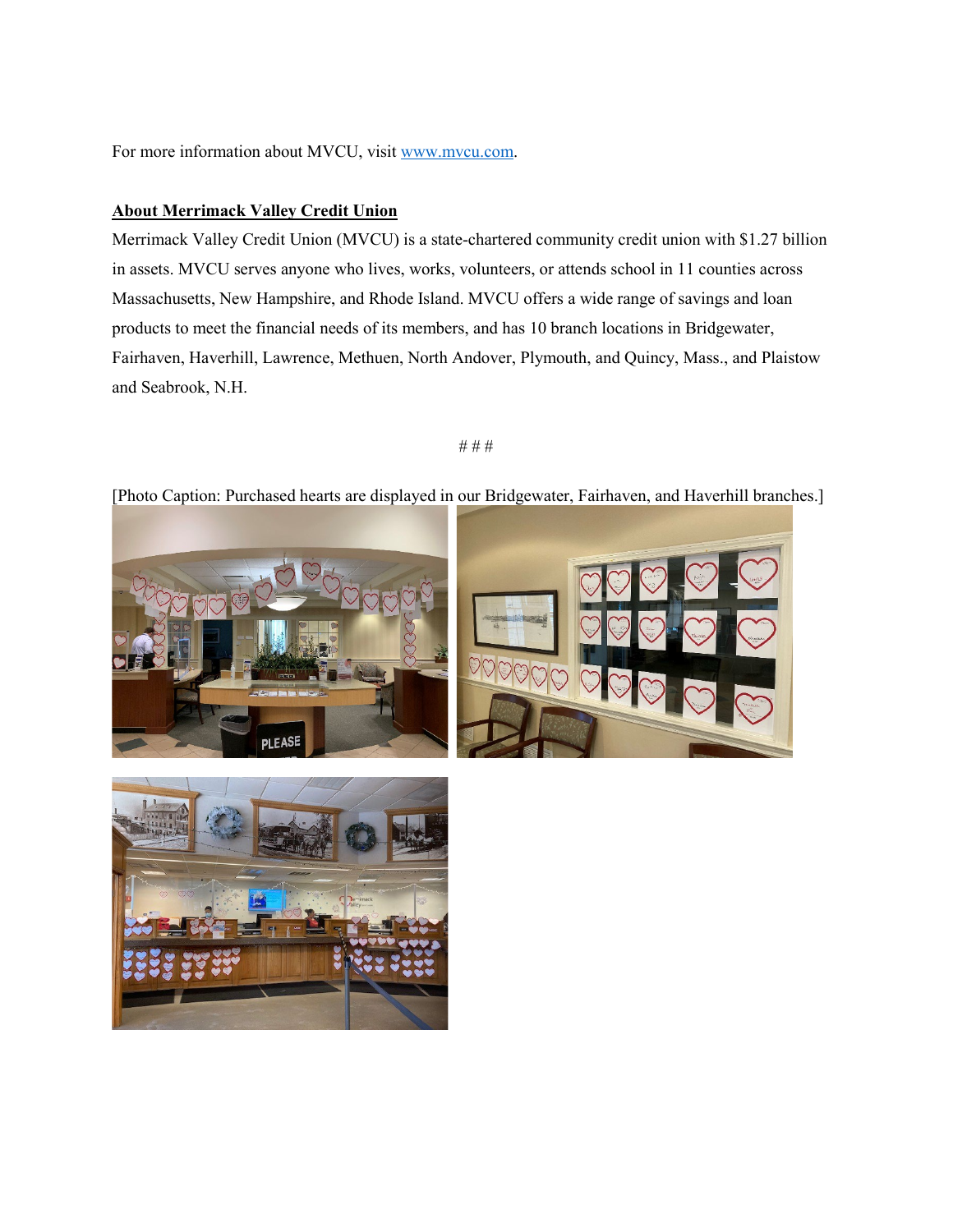For more information about MVCU, visit www.mvcu.com.

**About Merrimack Valley Credit Union**

Merrimack Valley Credit Union (MVCU) is a state-chartered community credit union with $1.27 billion in assets. MVCU serves anyone who lives, works, volunteers, or attends school in 11 counties across Massachusetts, New Hampshire, and Rhode Island. MVCU offers a wide range of savings and loan products to meet the financial needs of its members, and has 10 branch locations in Bridgewater, Fairhaven, Haverhill, Lawrence, Methuen, North Andover, Plymouth, and Quincy, Mass., and Plaistow and Seabrook, N.H.

# # #

[Photo Caption: Purchased hearts are displayed in our Bridgewater, Fairhaven, and Haverhill branches.]